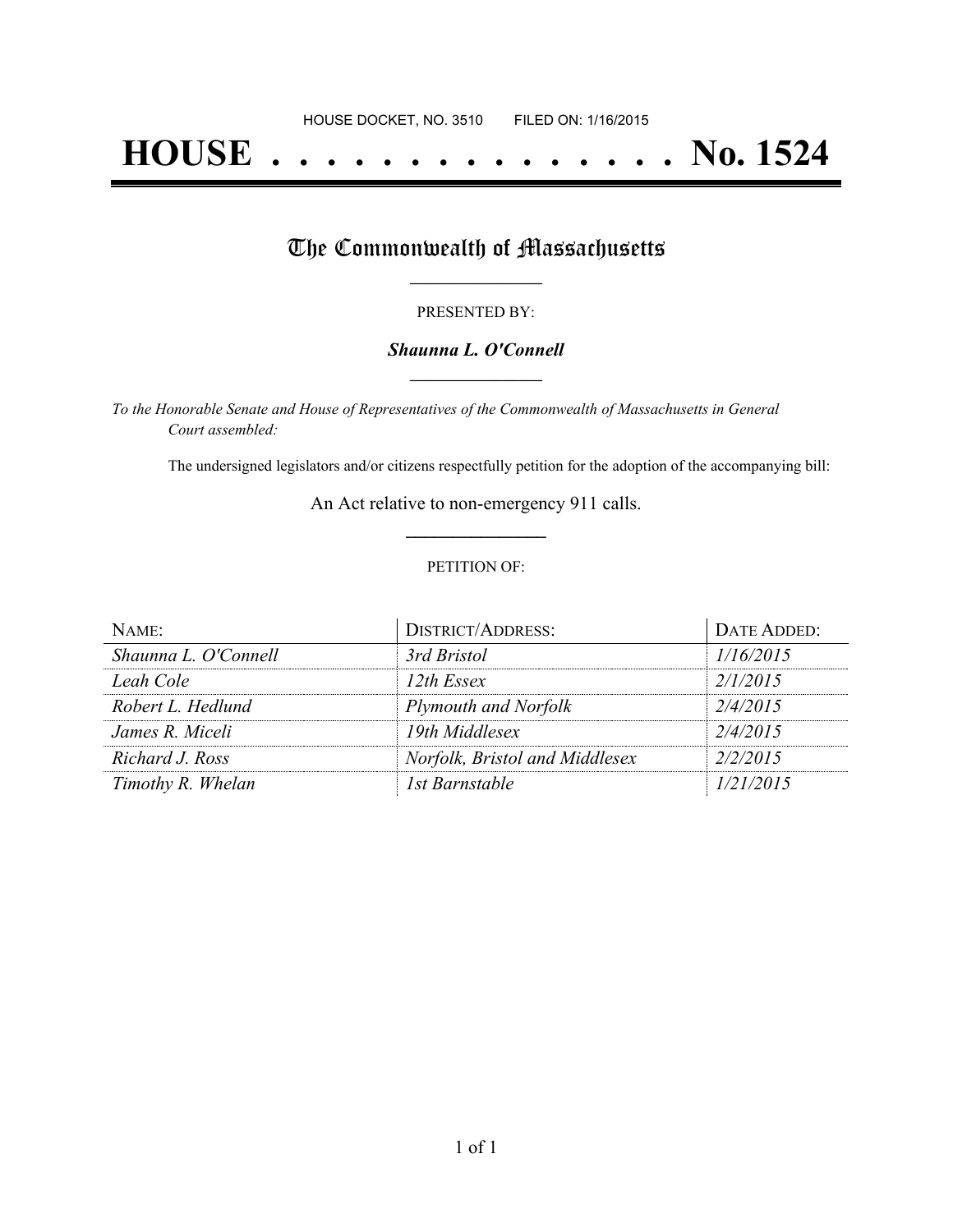HOUSE DOCKET, NO. 3510        FILED ON: 1/16/2015

# HOUSE . . . . . . . . . . . . . . . No. 1524

## The Commonwealth of Massachusetts

PRESENTED BY:

***Shaunna L. O'Connell***

*To the Honorable Senate and House of Representatives of the Commonwealth of Massachusetts in General Court assembled:*

The undersigned legislators and/or citizens respectfully petition for the adoption of the accompanying bill:

An Act relative to non-emergency 911 calls.

PETITION OF:

| NAME: | DISTRICT/ADDRESS: | DATE ADDED: |
| --- | --- | --- |
| *Shaunna L. O'Connell* | *3rd Bristol* | *1/16/2015* |
| *Leah Cole* | *12th Essex* | *2/1/2015* |
| *Robert L. Hedlund* | *Plymouth and Norfolk* | *2/4/2015* |
| *James R. Miceli* | *19th Middlesex* | *2/4/2015* |
| *Richard J. Ross* | *Norfolk, Bristol and Middlesex* | *2/2/2015* |
| *Timothy R. Whelan* | *1st Barnstable* | *1/21/2015* |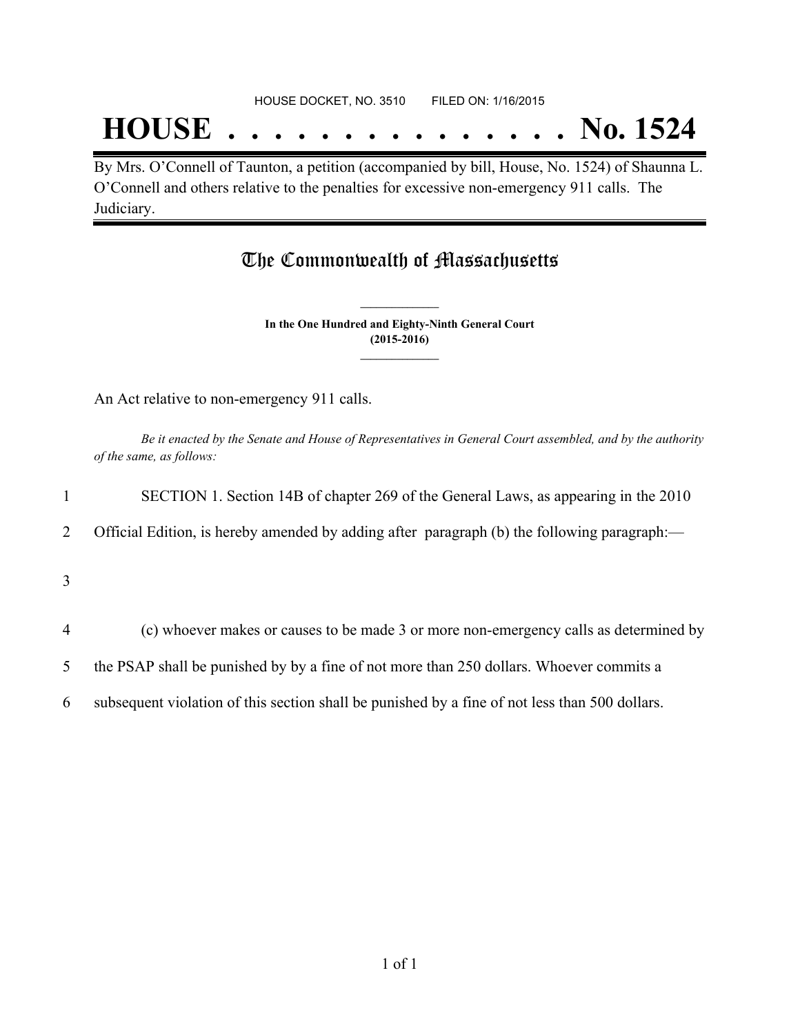HOUSE DOCKET, NO. 3510 FILED ON: 1/16/2015

# HOUSE . . . . . . . . . . . . . . . No. 1524

By Mrs. O'Connell of Taunton, a petition (accompanied by bill, House, No. 1524) of Shaunna L. O'Connell and others relative to the penalties for excessive non-emergency 911 calls. The Judiciary.

## The Commonwealth of Massachusetts

**In the One Hundred and Eighty-Ninth General Court**
**(2015-2016)**

An Act relative to non-emergency 911 calls.

*Be it enacted by the Senate and House of Representatives in General Court assembled, and by the authority of the same, as follows:*

1 SECTION 1. Section 14B of chapter 269 of the General Laws, as appearing in the 2010
2 Official Edition, is hereby amended by adding after paragraph (b) the following paragraph:—
3
4 (c) whoever makes or causes to be made 3 or more non-emergency calls as determined by
5 the PSAP shall be punished by by a fine of not more than 250 dollars. Whoever commits a
6 subsequent violation of this section shall be punished by a fine of not less than 500 dollars.